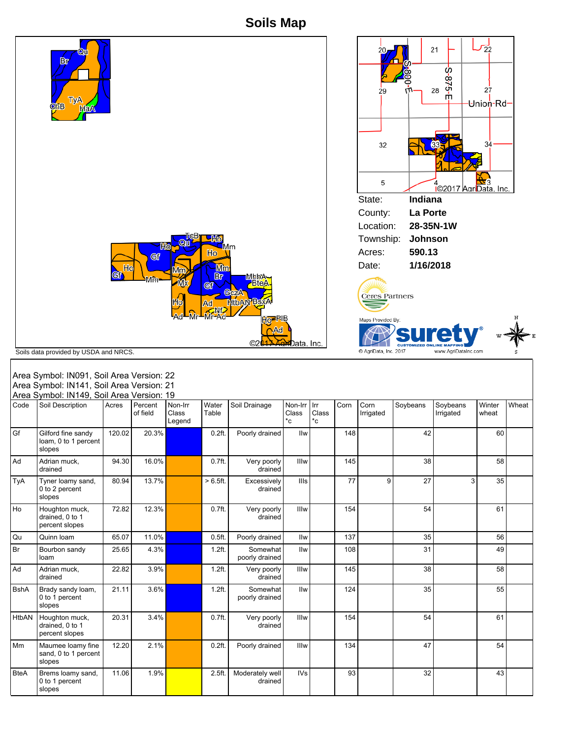# Soils Map

State: **Indiana**

County: **La Porte**

Location: **28-35N-1W**

Township: **Johnson**

Acres: **590.13**

Date: **1/16/2018**

Soils data provided by USDA and NRCS.

Area Symbol: IN091, Soil Area Version: 22
Area Symbol: IN141, Soil Area Version: 21
Area Symbol: IN149, Soil Area Version: 19

| Code | Soil Description | Acres | Percent of field | Non-Irr Class Legend | Water Table | Soil Drainage | Non-Irr Class *c | Irr Class *c | Corn | Corn Irrigated | Soybeans | Soybeans Irrigated | Winter wheat | Wheat |
|---|---|---|---|---|---|---|---|---|---|---|---|---|---|---|
| Gf | Gilford fine sandy loam, 0 to 1 percent slopes | 120.02 | 20.3% | | 0.2ft. | Poorly drained | IIw | | 148 | | 42 | | 60 | |
| Ad | Adrian muck, drained | 94.30 | 16.0% | | 0.7ft. | Very poorly drained | IIIw | | 145 | | 38 | | 58 | |
| TyA | Tyner loamy sand, 0 to 2 percent slopes | 80.94 | 13.7% | | > 6.5ft. | Excessively drained | IIIs | | 77 | 9 | 27 | 3 | 35 | |
| Ho | Houghton muck, drained, 0 to 1 percent slopes | 72.82 | 12.3% | | 0.7ft. | Very poorly drained | IIIw | | 154 | | 54 | | 61 | |
| Qu | Quinn loam | 65.07 | 11.0% | | 0.5ft. | Poorly drained | IIw | | 137 | | 35 | | 56 | |
| Br | Bourbon sandy loam | 25.65 | 4.3% | | 1.2ft. | Somewhat poorly drained | IIw | | 108 | | 31 | | 49 | |
| Ad | Adrian muck, drained | 22.82 | 3.9% | | 1.2ft. | Very poorly drained | IIIw | | 145 | | 38 | | 58 | |
| BshA | Brady sandy loam, 0 to 1 percent slopes | 21.11 | 3.6% | | 1.2ft. | Somewhat poorly drained | IIw | | 124 | | 35 | | 55 | |
| HtbAN | Houghton muck, drained, 0 to 1 percent slopes | 20.31 | 3.4% | | 0.7ft. | Very poorly drained | IIIw | | 154 | | 54 | | 61 | |
| Mm | Maumee loamy fine sand, 0 to 1 percent slopes | 12.20 | 2.1% | | 0.2ft. | Poorly drained | IIIw | | 134 | | 47 | | 54 | |
| BteA | Brems loamy sand, 0 to 1 percent slopes | 11.06 | 1.9% | | 2.5ft. | Moderately well drained | IVs | | 93 | | 32 | | 43 | |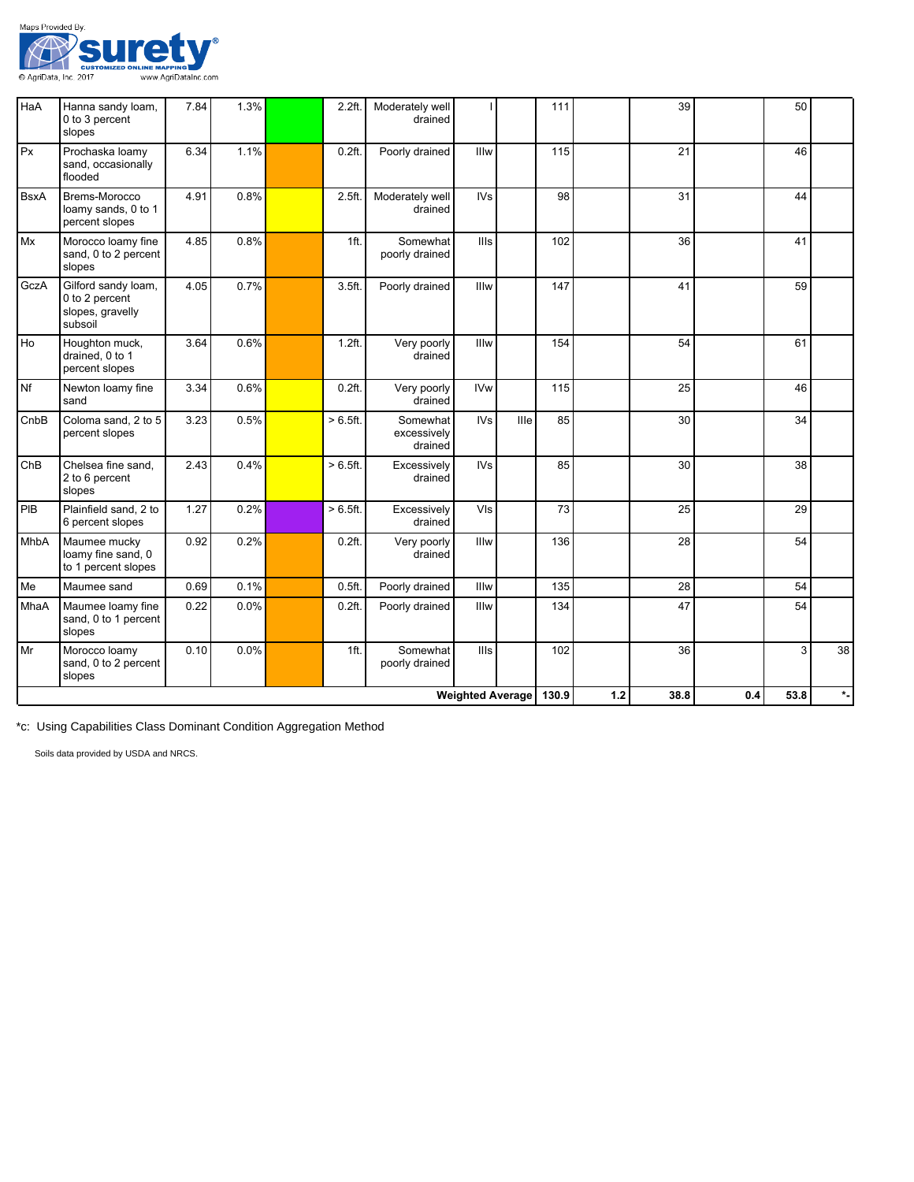| | | | | | | | | | | | | | | |
|---|---|---|---|---|---|---|---|---|---|---|---|---|---|---|
| HaA | Hanna sandy loam, 0 to 3 percent slopes | 7.84 | 1.3% | | 2.2ft. | Moderately well drained | I | | 111 | | 39 | | 50 | |
| Px | Prochaska loamy sand, occasionally flooded | 6.34 | 1.1% | | 0.2ft. | Poorly drained | IIIw | | 115 | | 21 | | 46 | |
| BsxA | Brems-Morocco loamy sands, 0 to 1 percent slopes | 4.91 | 0.8% | | 2.5ft. | Moderately well drained | IVs | | 98 | | 31 | | 44 | |
| Mx | Morocco loamy fine sand, 0 to 2 percent slopes | 4.85 | 0.8% | | 1ft. | Somewhat poorly drained | IIIs | | 102 | | 36 | | 41 | |
| GczA | Gilford sandy loam, 0 to 2 percent slopes, gravelly subsoil | 4.05 | 0.7% | | 3.5ft. | Poorly drained | IIIw | | 147 | | 41 | | 59 | |
| Ho | Houghton muck, drained, 0 to 1 percent slopes | 3.64 | 0.6% | | 1.2ft. | Very poorly drained | IIIw | | 154 | | 54 | | 61 | |
| Nf | Newton loamy fine sand | 3.34 | 0.6% | | 0.2ft. | Very poorly drained | IVw | | 115 | | 25 | | 46 | |
| CnbB | Coloma sand, 2 to 5 percent slopes | 3.23 | 0.5% | | > 6.5ft. | Somewhat excessively drained | IVs | IIIe | 85 | | 30 | | 34 | |
| ChB | Chelsea fine sand, 2 to 6 percent slopes | 2.43 | 0.4% | | > 6.5ft. | Excessively drained | IVs | | 85 | | 30 | | 38 | |
| PlB | Plainfield sand, 2 to 6 percent slopes | 1.27 | 0.2% | | > 6.5ft. | Excessively drained | VIs | | 73 | | 25 | | 29 | |
| MhbA | Maumee mucky loamy fine sand, 0 to 1 percent slopes | 0.92 | 0.2% | | 0.2ft. | Very poorly drained | IIIw | | 136 | | 28 | | 54 | |
| Me | Maumee sand | 0.69 | 0.1% | | 0.5ft. | Poorly drained | IIIw | | 135 | | 28 | | 54 | |
| MhaA | Maumee loamy fine sand, 0 to 1 percent slopes | 0.22 | 0.0% | | 0.2ft. | Poorly drained | IIIw | | 134 | | 47 | | 54 | |
| Mr | Morocco loamy sand, 0 to 2 percent slopes | 0.10 | 0.0% | | 1ft. | Somewhat poorly drained | IIIs | | 102 | | 36 | | 3 | 38 |
| **Weighted Average** | | | | | | | | | **130.9** | **1.2** | **38.8** | **0.4** | **53.8** | *- |

*c: Using Capabilities Class Dominant Condition Aggregation Method

Soils data provided by USDA and NRCS.